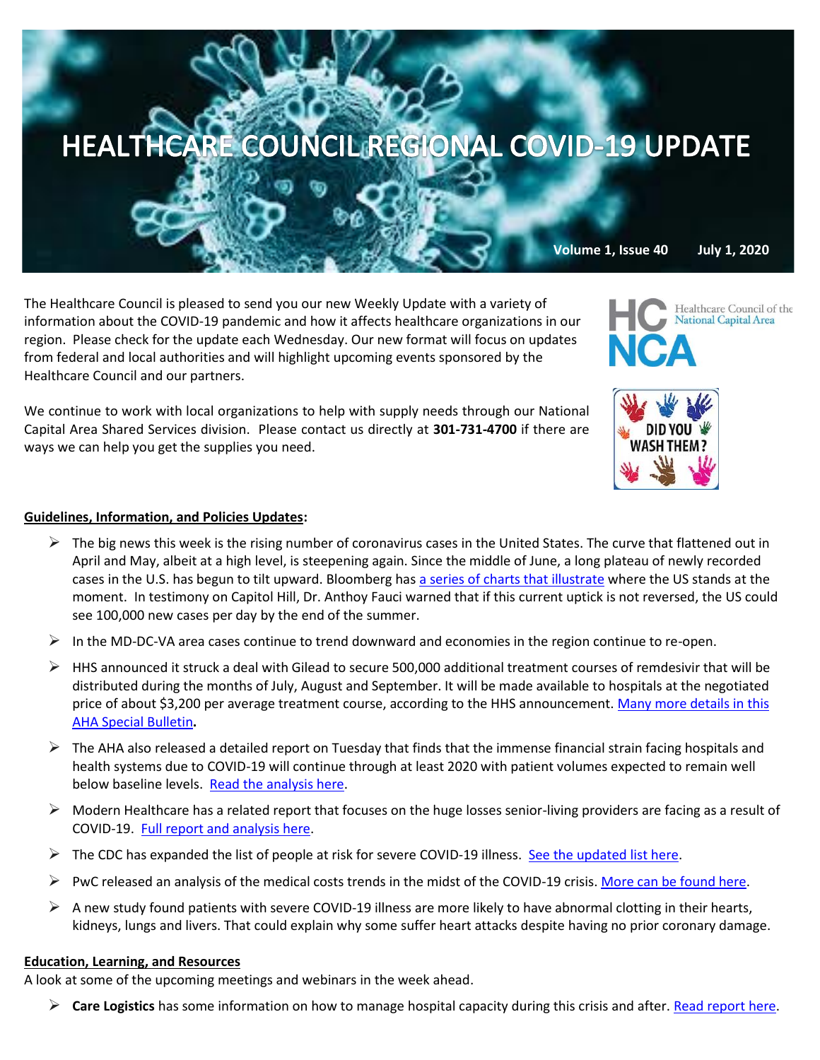# HEALTHCARE COUNCIL REGIONAL COVID-19 UPDATE

**Volume 1, Issue 40 July 1, 2020**

The Healthcare Council is pleased to send you our new Weekly Update with a variety of information about the COVID-19 pandemic and how it affects healthcare organizations in our region. Please check for the update each Wednesday. Our new format will focus on updates from federal and local authorities and will highlight upcoming events sponsored by the Healthcare Council and our partners.

We continue to work with local organizations to help with supply needs through our National Capital Area Shared Services division. Please contact us directly at **301-731-4700** if there are ways we can help you get the supplies you need.

**Guidelines, Information, and Policies Updates:**

- The big news this week is the rising number of coronavirus cases in the United States. The curve that flattened out in April and May, albeit at a high level, is steepening again. Since the middle of June, a long plateau of newly recorded cases in the U.S. has begun to tilt upward. Bloomberg has a series of charts that illustrate where the US stands at the moment. In testimony on Capitol Hill, Dr. Anthoy Fauci warned that if this current uptick is not reversed, the US could see 100,000 new cases per day by the end of the summer.
- In the MD-DC-VA area cases continue to trend downward and economies in the region continue to re-open.
- HHS announced it struck a deal with Gilead to secure 500,000 additional treatment courses of remdesivir that will be distributed during the months of July, August and September. It will be made available to hospitals at the negotiated price of about $3,200 per average treatment course, according to the HHS announcement. Many more details in this AHA Special Bulletin**.**
- The AHA also released a detailed report on Tuesday that finds that the immense financial strain facing hospitals and health systems due to COVID-19 will continue through at least 2020 with patient volumes expected to remain well below baseline levels. Read the analysis here.
- Modern Healthcare has a related report that focuses on the huge losses senior-living providers are facing as a result of COVID-19. Full report and analysis here.
- The CDC has expanded the list of people at risk for severe COVID-19 illness. See the updated list here.
- PwC released an analysis of the medical costs trends in the midst of the COVID-19 crisis. More can be found here.
- A new study found patients with severe COVID-19 illness are more likely to have abnormal clotting in their hearts, kidneys, lungs and livers. That could explain why some suffer heart attacks despite having no prior coronary damage.

**Education, Learning, and Resources**

A look at some of the upcoming meetings and webinars in the week ahead.

- **Care Logistics** has some information on how to manage hospital capacity during this crisis and after. Read report here.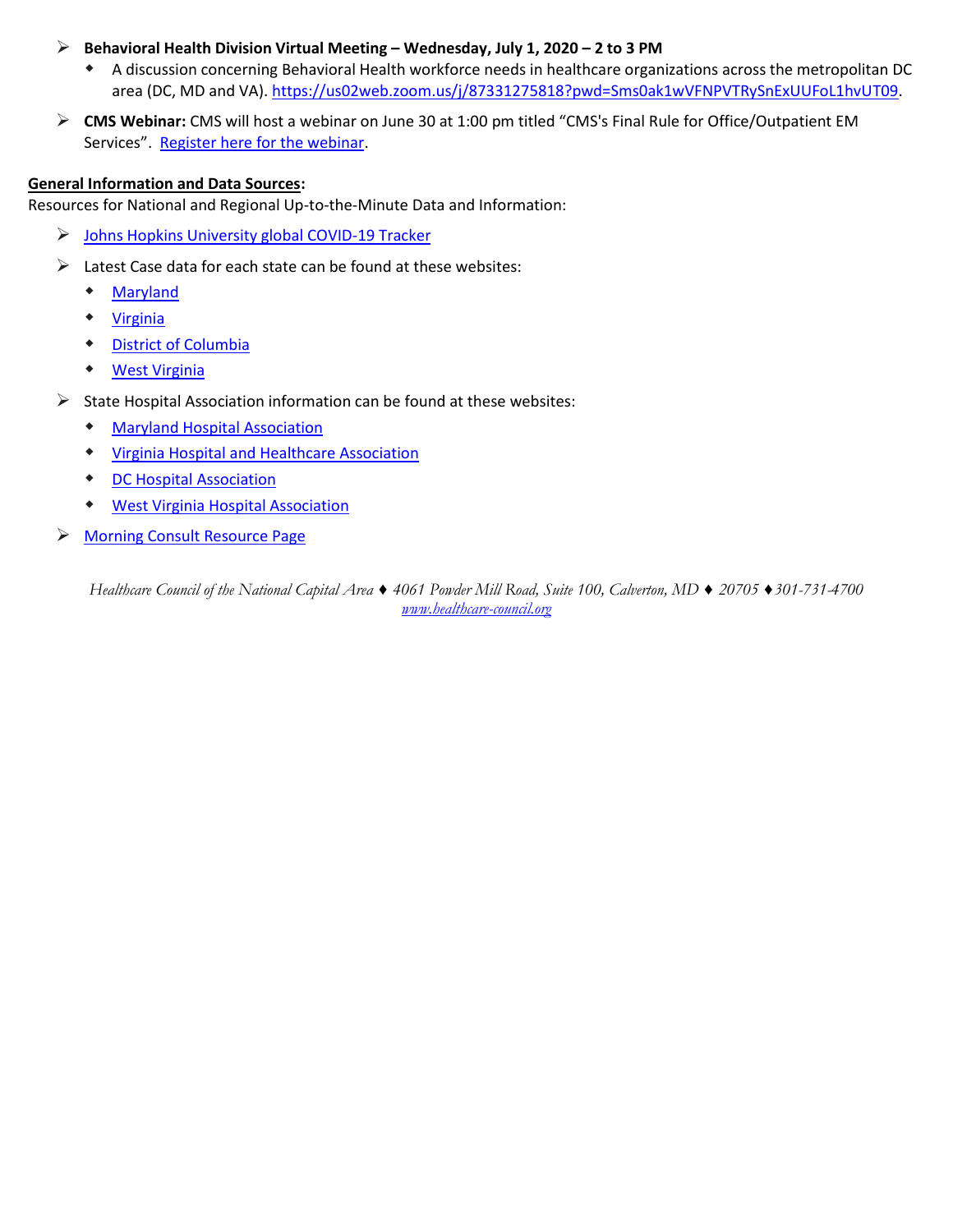- **Behavioral Health Division Virtual Meeting – Wednesday, July 1, 2020 – 2 to 3 PM**
  - A discussion concerning Behavioral Health workforce needs in healthcare organizations across the metropolitan DC area (DC, MD and VA). https://us02web.zoom.us/j/87331275818?pwd=Sms0ak1wVFNPVTRySnExUUFoL1hvUT09.
- **CMS Webinar:** CMS will host a webinar on June 30 at 1:00 pm titled “CMS's Final Rule for Office/Outpatient EM Services”. Register here for the webinar.

**General Information and Data Sources:**

Resources for National and Regional Up-to-the-Minute Data and Information:

- Johns Hopkins University global COVID-19 Tracker
- Latest Case data for each state can be found at these websites:
  - Maryland
  - Virginia
  - District of Columbia
  - West Virginia
- State Hospital Association information can be found at these websites:
  - Maryland Hospital Association
  - Virginia Hospital and Healthcare Association
  - DC Hospital Association
  - West Virginia Hospital Association
- Morning Consult Resource Page

*Healthcare Council of the National Capital Area ♦ 4061 Powder Mill Road, Suite 100, Calverton, MD ♦ 20705 ♦301-731-4700*
*www.healthcare-council.org*